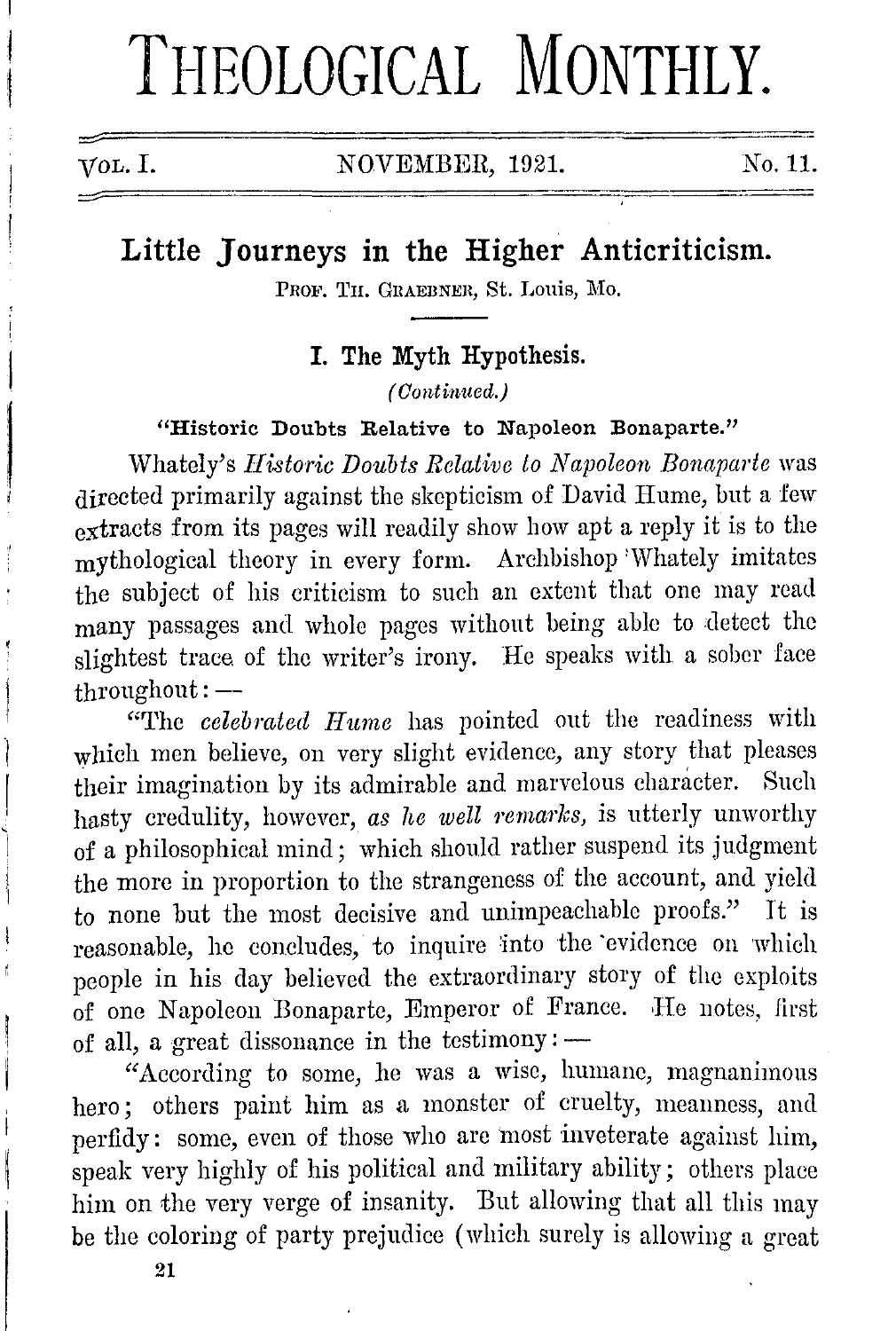# THEOLOGICAL MONTHLY.

VOL. I. NOVEMBER, 1921. No. 11.

## Little Journeys in the Higher Anticriticism.

PROF. TH. GRAEBNER, St. Louis, Mo.

### I. The Myth Hypothesis.

*(Continued.)*

**"Historic Doubts Relative to Napoleon Bonaparte."**

Whately's *Historic Doubts Relative to Napoleon Bonaparte* was directed primarily against the skepticism of David Hume, but a few extracts from its pages will readily show how apt a reply it is to the mythological theory in every form. Archbishop Whately imitates the subject of his criticism to such an extent that one may read many passages and whole pages without being able to detect the slightest trace of the writer's irony. He speaks with a sober face throughout: —

"The *celebrated Hume* has pointed out the readiness with which men believe, on very slight evidence, any story that pleases their imagination by its admirable and marvelous character. Such hasty credulity, however, *as he well remarks*, is utterly unworthy of a philosophical mind; which should rather suspend its judgment the more in proportion to the strangeness of the account, and yield to none but the most decisive and unimpeachable proofs." It is reasonable, he concludes, to inquire into the evidence on which people in his day believed the extraordinary story of the exploits of one Napoleon Bonaparte, Emperor of France. He notes, first of all, a great dissonance in the testimony: —

"According to some, he was a wise, humane, magnanimous hero; others paint him as a monster of cruelty, meanness, and perfidy: some, even of those who are most inveterate against him, speak very highly of his political and military ability; others place him on the very verge of insanity. But allowing that all this may be the coloring of party prejudice (which surely is allowing a great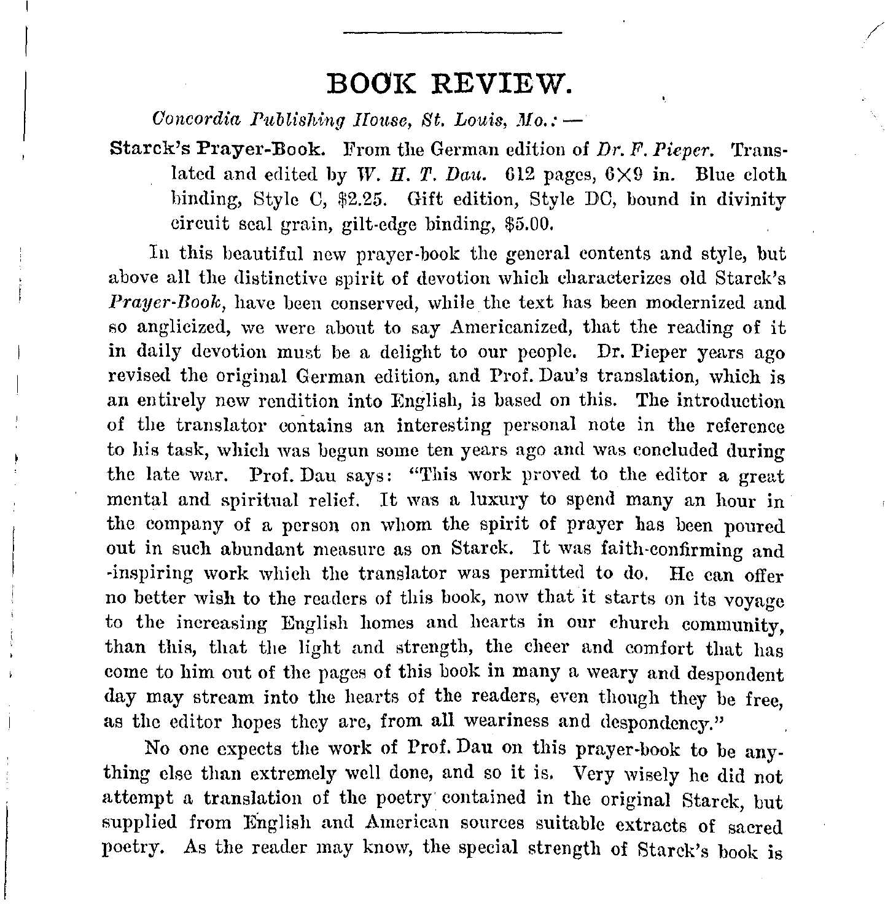# BOOK REVIEW.

*Concordia Publishing House, St. Louis, Mo.:* —

**Starck's Prayer-Book.** From the German edition of *Dr. F. Pieper.* Translated and edited by *W. H. T. Dau.* 612 pages, 6×9 in. Blue cloth binding, Style C, $2.25. Gift edition, Style DC, bound in divinity circuit seal grain, gilt-edge binding, $5.00.

In this beautiful new prayer-book the general contents and style, but above all the distinctive spirit of devotion which characterizes old Starck's *Prayer-Book*, have been conserved, while the text has been modernized and so anglicized, we were about to say Americanized, that the reading of it in daily devotion must be a delight to our people. Dr. Pieper years ago revised the original German edition, and Prof. Dau's translation, which is an entirely new rendition into English, is based on this. The introduction of the translator contains an interesting personal note in the reference to his task, which was begun some ten years ago and was concluded during the late war. Prof. Dau says: "This work proved to the editor a great mental and spiritual relief. It was a luxury to spend many an hour in the company of a person on whom the spirit of prayer has been poured out in such abundant measure as on Starck. It was faith-confirming and -inspiring work which the translator was permitted to do. He can offer no better wish to the readers of this book, now that it starts on its voyage to the increasing English homes and hearts in our church community, than this, that the light and strength, the cheer and comfort that has come to him out of the pages of this book in many a weary and despondent day may stream into the hearts of the readers, even though they be free, as the editor hopes they are, from all weariness and despondency."

No one expects the work of Prof. Dau on this prayer-book to be anything else than extremely well done, and so it is. Very wisely he did not attempt a translation of the poetry contained in the original Starck, but supplied from English and American sources suitable extracts of sacred poetry. As the reader may know, the special strength of Starck's book is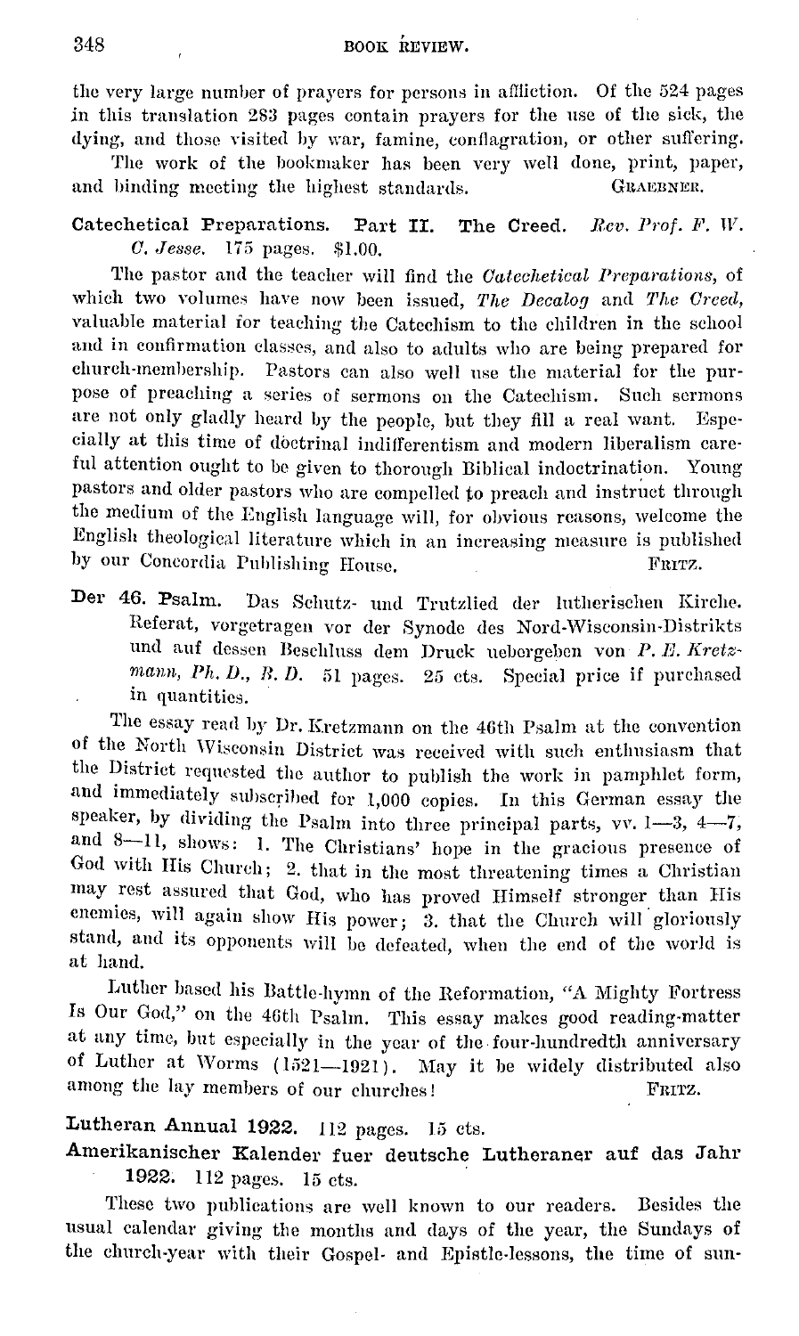the very large number of prayers for persons in affliction. Of the 524 pages in this translation 283 pages contain prayers for the use of the sick, the dying, and those visited by war, famine, conflagration, or other suffering.

The work of the bookmaker has been very well done, print, paper, and binding meeting the highest standards. GRAEBNER.

**Catechetical Preparations. Part II. The Creed.** *Rev. Prof. F. W. C. Jesse.* 175 pages. $1.00.

The pastor and the teacher will find the *Catechetical Preparations*, of which two volumes have now been issued, *The Decalog* and *The Creed*, valuable material for teaching the Catechism to the children in the school and in confirmation classes, and also to adults who are being prepared for church-membership. Pastors can also well use the material for the purpose of preaching a series of sermons on the Catechism. Such sermons are not only gladly heard by the people, but they fill a real want. Especially at this time of doctrinal indifferentism and modern liberalism careful attention ought to be given to thorough Biblical indoctrination. Young pastors and older pastors who are compelled to preach and instruct through the medium of the English language will, for obvious reasons, welcome the English theological literature which in an increasing measure is published by our Concordia Publishing House. FRITZ.

**Der 46. Psalm.** Das Schutz- und Trutzlied der lutherischen Kirche. Referat, vorgetragen vor der Synode des Nord-Wisconsin-Distrikts und auf dessen Beschluss dem Druck uebergeben von *P. E. Kretzmann, Ph. D., B. D.* 51 pages. 25 cts. Special price if purchased in quantities.

The essay read by Dr. Kretzmann on the 46th Psalm at the convention of the North Wisconsin District was received with such enthusiasm that the District requested the author to publish the work in pamphlet form, and immediately subscribed for 1,000 copies. In this German essay the speaker, by dividing the Psalm into three principal parts, vv. 1—3, 4—7, and 8—11, shows: 1. The Christians' hope in the gracious presence of God with His Church; 2. that in the most threatening times a Christian may rest assured that God, who has proved Himself stronger than His enemies, will again show His power; 3. that the Church will gloriously stand, and its opponents will be defeated, when the end of the world is at hand.

Luther based his Battle-hymn of the Reformation, "A Mighty Fortress Is Our God," on the 46th Psalm. This essay makes good reading-matter at any time, but especially in the year of the four-hundredth anniversary of Luther at Worms (1521—1921). May it be widely distributed also among the lay members of our churches! FRITZ.

**Lutheran Annual 1922.** 112 pages. 15 cts.

**Amerikanischer Kalender fuer deutsche Lutheraner auf das Jahr 1922.** 112 pages. 15 cts.

These two publications are well known to our readers. Besides the usual calendar giving the months and days of the year, the Sundays of the church-year with their Gospel- and Epistle-lessons, the time of sun-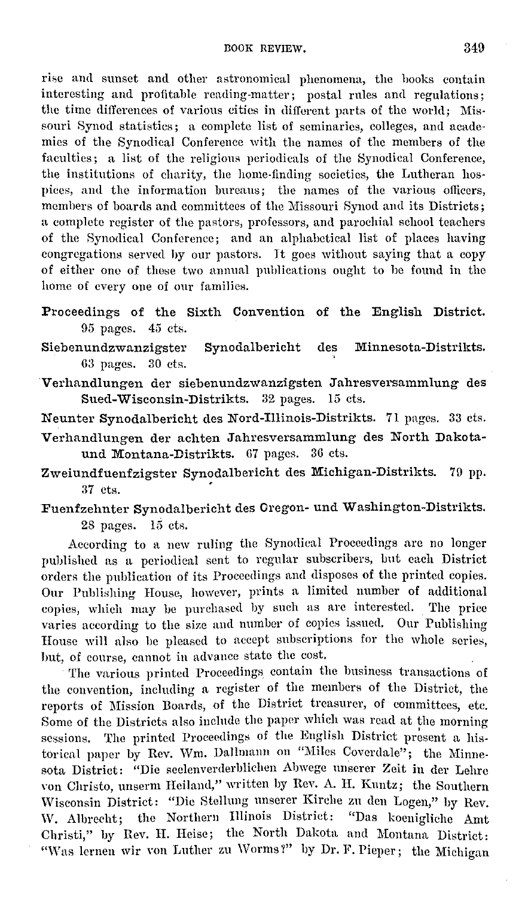rise and sunset and other astronomical phenomena, the books contain interesting and profitable reading-matter; postal rules and regulations; the time differences of various cities in different parts of the world; Missouri Synod statistics; a complete list of seminaries, colleges, and academies of the Synodical Conference with the names of the members of the faculties; a list of the religious periodicals of the Synodical Conference, the institutions of charity, the home-finding societies, the Lutheran hospices, and the information bureaus; the names of the various officers, members of boards and committees of the Missouri Synod and its Districts; a complete register of the pastors, professors, and parochial school teachers of the Synodical Conference; and an alphabetical list of places having congregations served by our pastors. It goes without saying that a copy of either one of these two annual publications ought to be found in the home of every one of our families.

**Proceedings of the Sixth Convention of the English District.** 95 pages. 45 cts.

**Siebenundzwanzigster Synodalbericht des Minnesota-Distrikts.** 63 pages. 30 cts.

**Verhandlungen der siebenundzwanzigsten Jahresversammlung des Sued-Wisconsin-Distrikts.** 32 pages. 15 cts.

**Neunter Synodalbericht des Nord-Illinois-Distrikts.** 71 pages. 33 cts.

**Verhandlungen der achten Jahresversammlung des North Dakota- und Montana-Distrikts.** 67 pages. 36 cts.

**Zweiundfuenfzigster Synodalbericht des Michigan-Distrikts.** 79 pp. 37 cts.

**Fuenfzehnter Synodalbericht des Oregon- und Washington-Distrikts.** 28 pages. 15 cts.

According to a new ruling the Synodical Proceedings are no longer published as a periodical sent to regular subscribers, but each District orders the publication of its Proceedings and disposes of the printed copies. Our Publishing House, however, prints a limited number of additional copies, which may be purchased by such as are interested. The price varies according to the size and number of copies issued. Our Publishing House will also be pleased to accept subscriptions for the whole series, but, of course, cannot in advance state the cost.

The various printed Proceedings contain the business transactions of the convention, including a register of the members of the District, the reports of Mission Boards, of the District treasurer, of committees, etc. Some of the Districts also include the paper which was read at the morning sessions. The printed Proceedings of the English District present a historical paper by Rev. Wm. Dallmann on "Miles Coverdale"; the Minnesota District: "Die seelenverderblichen Abwege unserer Zeit in der Lehre von Christo, unserm Heiland," written by Rev. A. H. Kuntz; the Southern Wisconsin District: "Die Stellung unserer Kirche zu den Logen," by Rev. W. Albrecht; the Northern Illinois District: "Das koenigliche Amt Christi," by Rev. H. Heise; the North Dakota and Montana District: "Was lernen wir von Luther zu Worms?" by Dr. F. Pieper; the Michigan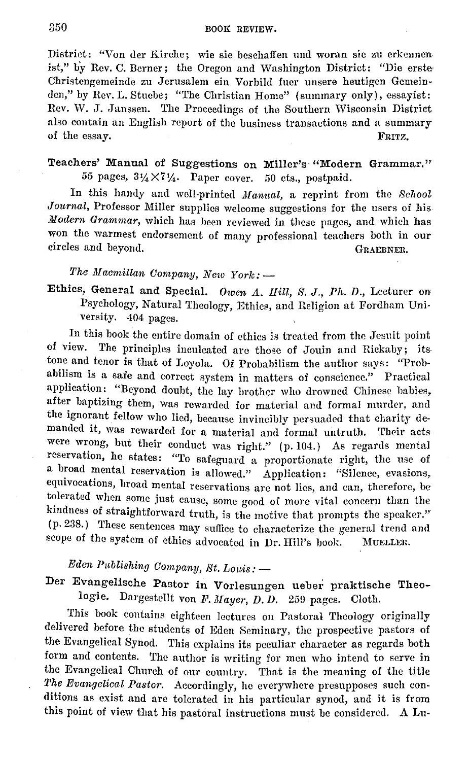District: "Von der Kirche; wie sie beschaffen und woran sie zu erkennen ist," by Rev. C. Berner; the Oregon and Washington District: "Die erste Christengemeinde zu Jerusalem ein Vorbild fuer unsere heutigen Gemeinden," by Rev. L. Stuebe; "The Christian Home" (summary only), essayist: Rev. W. J. Janssen. The Proceedings of the Southern Wisconsin District also contain an English report of the business transactions and a summary of the essay. FRITZ.

**Teachers' Manual of Suggestions on Miller's "Modern Grammar."** 55 pages, $3\frac{1}{4}\times7\frac{1}{4}$. Paper cover. 50 cts., postpaid.

In this handy and well-printed *Manual*, a reprint from the *School Journal*, Professor Miller supplies welcome suggestions for the users of his *Modern Grammar*, which has been reviewed in these pages, and which has won the warmest endorsement of many professional teachers both in our circles and beyond. GRAEBNER.

*The Macmillan Company, New York:* —

**Ethics, General and Special.** *Owen A. Hill, S. J., Ph. D.*, Lecturer on Psychology, Natural Theology, Ethics, and Religion at Fordham University. 404 pages.

In this book the entire domain of ethics is treated from the Jesuit point of view. The principles inculcated are those of Jouin and Rickaby; its tone and tenor is that of Loyola. Of Probabilism the author says: "Probabilism is a safe and correct system in matters of conscience." Practical application: "Beyond doubt, the lay brother who drowned Chinese babies, after baptizing them, was rewarded for material and formal murder, and the ignorant fellow who lied, because invincibly persuaded that charity demanded it, was rewarded for a material and formal untruth. Their acts were wrong, but their conduct was right." (p. 104.) As regards mental reservation, he states: "To safeguard a proportionate right, the use of a broad mental reservation is allowed." Application: "Silence, evasions, equivocations, broad mental reservations are not lies, and can, therefore, be tolerated when some just cause, some good of more vital concern than the kindness of straightforward truth, is the motive that prompts the speaker." (p. 238.) These sentences may suffice to characterize the general trend and scope of the system of ethics advocated in Dr. Hill's book. MUELLER.

*Eden Publishing Company, St. Louis:* —

**Der Evangelische Pastor in Vorlesungen ueber praktische Theologie.** Dargestellt von *F. Mayer, D. D.* 259 pages. Cloth.

This book contains eighteen lectures on Pastoral Theology originally delivered before the students of Eden Seminary, the prospective pastors of the Evangelical Synod. This explains its peculiar character as regards both form and contents. The author is writing for men who intend to serve in the Evangelical Church of our country. That is the meaning of the title *The Evangelical Pastor.* Accordingly, he everywhere presupposes such conditions as exist and are tolerated in his particular synod, and it is from this point of view that his pastoral instructions must be considered. A Lu-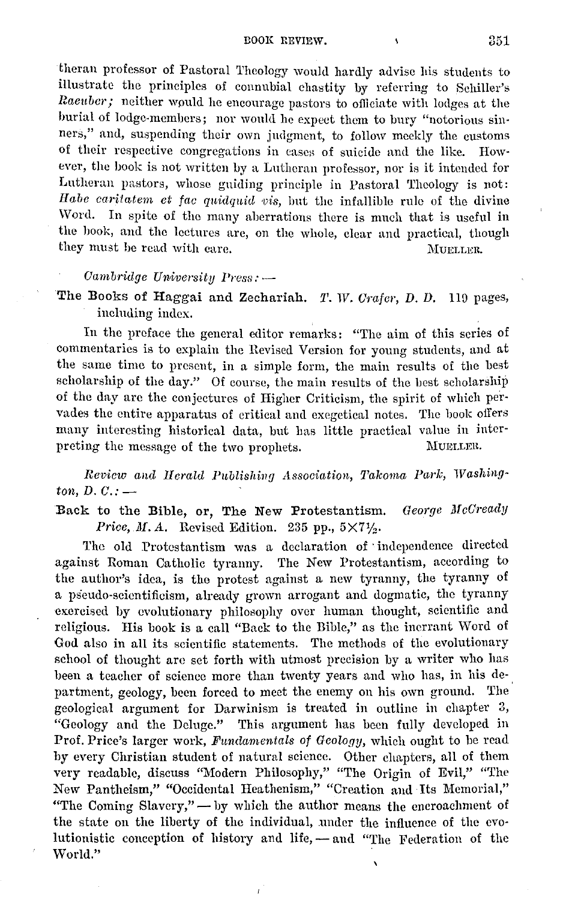theran professor of Pastoral Theology would hardly advise his students to illustrate the principles of connubial chastity by referring to Schiller's *Raeuber;* neither would he encourage pastors to officiate with lodges at the burial of lodge-members; nor would he expect them to bury "notorious sinners," and, suspending their own judgment, to follow meekly the customs of their respective congregations in cases of suicide and the like. However, the book is not written by a Lutheran professor, nor is it intended for Lutheran pastors, whose guiding principle in Pastoral Theology is not: *Habe caritatem et fac quidquid vis,* but the infallible rule of the divine Word. In spite of the many aberrations there is much that is useful in the book, and the lectures are, on the whole, clear and practical, though they must be read with care. MUELLER.

*Cambridge University Press:* —

**The Books of Haggai and Zechariah.** *T. W. Crafer, D. D.* 119 pages, including index.

In the preface the general editor remarks: "The aim of this series of commentaries is to explain the Revised Version for young students, and at the same time to present, in a simple form, the main results of the best scholarship of the day." Of course, the main results of the best scholarship of the day are the conjectures of Higher Criticism, the spirit of which pervades the entire apparatus of critical and exegetical notes. The book offers many interesting historical data, but has little practical value in interpreting the message of the two prophets. MUELLER.

*Review and Herald Publishing Association, Takoma Park, Washington, D. C.:* —

**Back to the Bible, or, The New Protestantism.** *George McCready Price, M. A.* Revised Edition. 235 pp., $5 \times 7\frac{1}{2}$.

The old Protestantism was a declaration of independence directed against Roman Catholic tyranny. The New Protestantism, according to the author's idea, is the protest against a new tyranny, the tyranny of a pseudo-scientificism, already grown arrogant and dogmatic, the tyranny exercised by evolutionary philosophy over human thought, scientific and religious. His book is a call "Back to the Bible," as the inerrant Word of God also in all its scientific statements. The methods of the evolutionary school of thought are set forth with utmost precision by a writer who has been a teacher of science more than twenty years and who has, in his department, geology, been forced to meet the enemy on his own ground. The geological argument for Darwinism is treated in outline in chapter 3, "Geology and the Deluge." This argument has been fully developed in Prof. Price's larger work, *Fundamentals of Geology,* which ought to be read by every Christian student of natural science. Other chapters, all of them very readable, discuss "Modern Philosophy," "The Origin of Evil," "The New Pantheism," "Occidental Heathenism," "Creation and Its Memorial," "The Coming Slavery," — by which the author means the encroachment of the state on the liberty of the individual, under the influence of the evolutionistic conception of history and life, — and "The Federation of the World."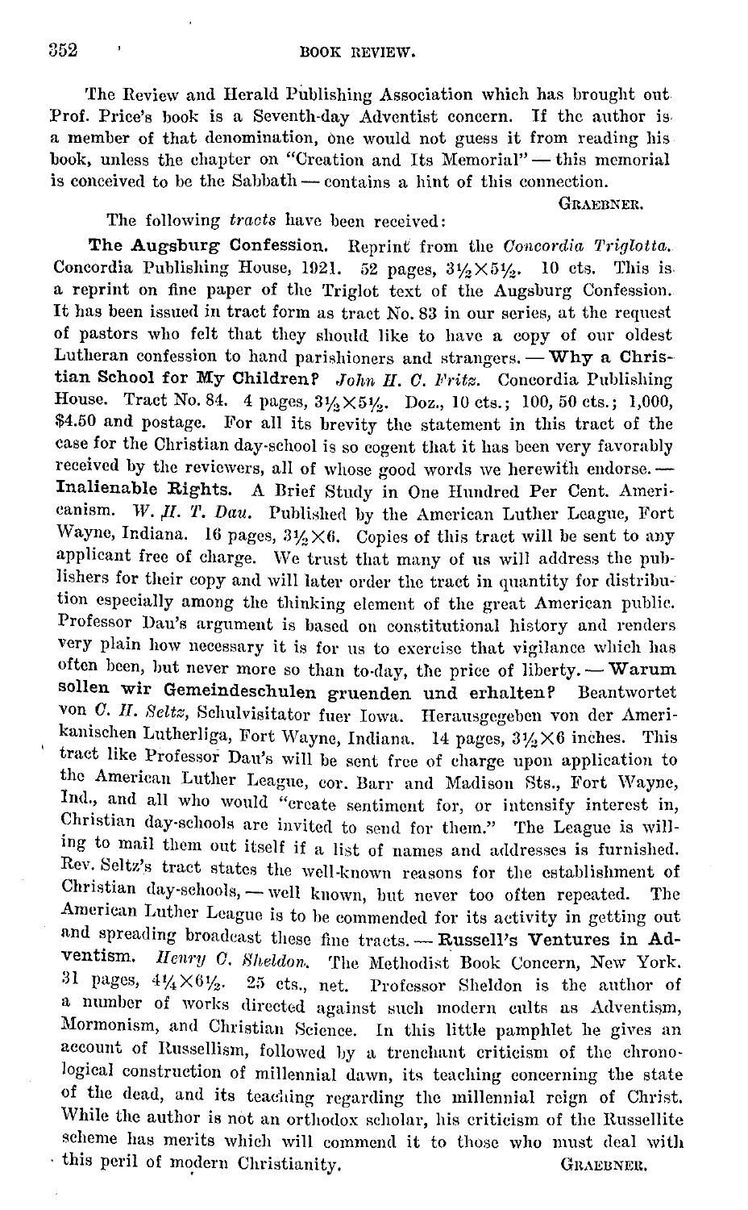The Review and Herald Publishing Association which has brought out Prof. Price's book is a Seventh-day Adventist concern. If the author is a member of that denomination, one would not guess it from reading his book, unless the chapter on "Creation and Its Memorial" — this memorial is conceived to be the Sabbath — contains a hint of this connection.

GRAEBNER.

The following *tracts* have been received:

**The Augsburg Confession.** Reprint from the *Concordia Triglotta.* Concordia Publishing House, 1921. 52 pages, 3½×5½. 10 cts. This is a reprint on fine paper of the Triglot text of the Augsburg Confession. It has been issued in tract form as tract No. 83 in our series, at the request of pastors who felt that they should like to have a copy of our oldest Lutheran confession to hand parishioners and strangers. — **Why a Christian School for My Children?** *John H. C. Fritz.* Concordia Publishing House. Tract No. 84. 4 pages, 3½×5½. Doz., 10 cts.; 100, 50 cts.; 1,000, $4.50 and postage. For all its brevity the statement in this tract of the case for the Christian day-school is so cogent that it has been very favorably received by the reviewers, all of whose good words we herewith endorse. — **Inalienable Rights.** A Brief Study in One Hundred Per Cent. Americanism. *W. H. T. Dau.* Published by the American Luther League, Fort Wayne, Indiana. 16 pages, 3½×6. Copies of this tract will be sent to any applicant free of charge. We trust that many of us will address the publishers for their copy and will later order the tract in quantity for distribution especially among the thinking element of the great American public. Professor Dau's argument is based on constitutional history and renders very plain how necessary it is for us to exercise that vigilance which has often been, but never more so than to-day, the price of liberty. — **Warum sollen wir Gemeindeschulen gruenden und erhalten?** Beantwortet von *C. H. Seltz,* Schulvisitator fuer Iowa. Herausgegeben von der Amerikanischen Lutherliga, Fort Wayne, Indiana. 14 pages, 3½×6 inches. This tract like Professor Dau's will be sent free of charge upon application to the American Luther League, cor. Barr and Madison Sts., Fort Wayne, Ind., and all who would "create sentiment for, or intensify interest in, Christian day-schools are invited to send for them." The League is willing to mail them out itself if a list of names and addresses is furnished. Rev. Seltz's tract states the well-known reasons for the establishment of Christian day-schools, — well known, but never too often repeated. The American Luther League is to be commended for its activity in getting out and spreading broadcast these fine tracts. — **Russell's Ventures in Adventism.** *Henry C. Sheldon.* The Methodist Book Concern, New York. 31 pages, 4¼×6½. 25 cts., net. Professor Sheldon is the author of a number of works directed against such modern cults as Adventism, Mormonism, and Christian Science. In this little pamphlet he gives an account of Russellism, followed by a trenchant criticism of the chronological construction of millennial dawn, its teaching concerning the state of the dead, and its teaching regarding the millennial reign of Christ. While the author is not an orthodox scholar, his criticism of the Russellite scheme has merits which will commend it to those who must deal with this peril of modern Christianity.

GRAEBNER.